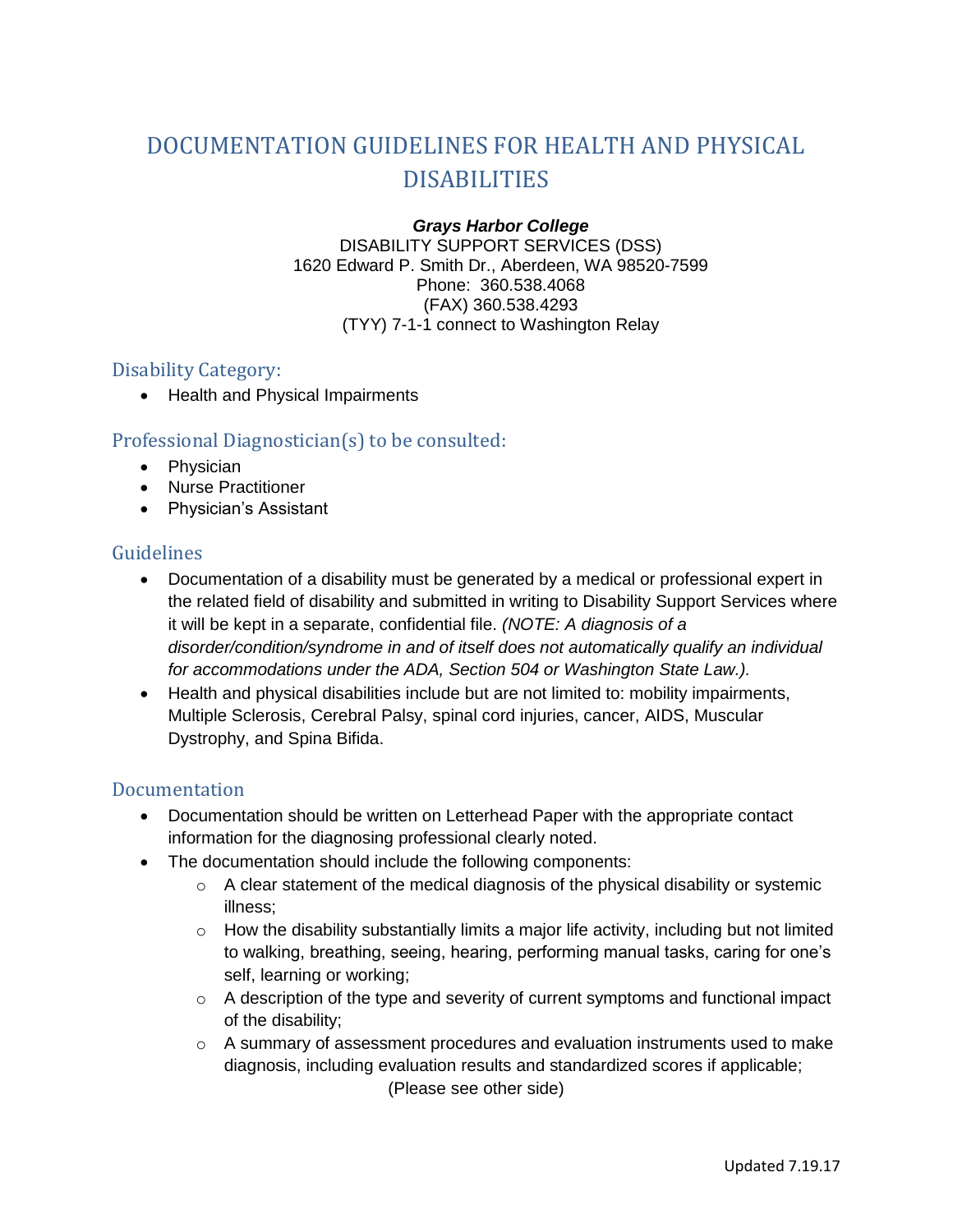# DOCUMENTATION GUIDELINES FOR HEALTH AND PHYSICAL DISABILITIES

***Grays Harbor College***
DISABILITY SUPPORT SERVICES (DSS)
1620 Edward P. Smith Dr., Aberdeen, WA 98520-7599
Phone: 360.538.4068
(FAX) 360.538.4293
(TYY) 7-1-1 connect to Washington Relay

## Disability Category:

- Health and Physical Impairments

## Professional Diagnostician(s) to be consulted:

- Physician
- Nurse Practitioner
- Physician's Assistant

## Guidelines

- Documentation of a disability must be generated by a medical or professional expert in the related field of disability and submitted in writing to Disability Support Services where it will be kept in a separate, confidential file. *(NOTE: A diagnosis of a disorder/condition/syndrome in and of itself does not automatically qualify an individual for accommodations under the ADA, Section 504 or Washington State Law.).*
- Health and physical disabilities include but are not limited to: mobility impairments, Multiple Sclerosis, Cerebral Palsy, spinal cord injuries, cancer, AIDS, Muscular Dystrophy, and Spina Bifida.

## Documentation

- Documentation should be written on Letterhead Paper with the appropriate contact information for the diagnosing professional clearly noted.
- The documentation should include the following components:
    - A clear statement of the medical diagnosis of the physical disability or systemic illness;
    - How the disability substantially limits a major life activity, including but not limited to walking, breathing, seeing, hearing, performing manual tasks, caring for one's self, learning or working;
    - A description of the type and severity of current symptoms and functional impact of the disability;
    - A summary of assessment procedures and evaluation instruments used to make diagnosis, including evaluation results and standardized scores if applicable;

(Please see other side)

Updated 7.19.17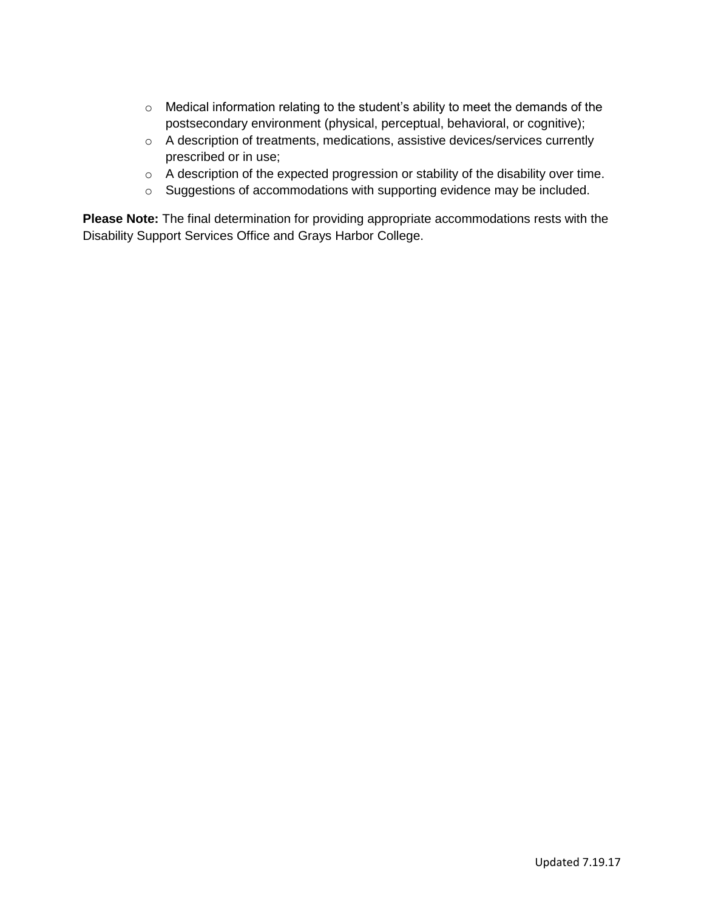- Medical information relating to the student's ability to meet the demands of the postsecondary environment (physical, perceptual, behavioral, or cognitive);
- A description of treatments, medications, assistive devices/services currently prescribed or in use;
- A description of the expected progression or stability of the disability over time.
- Suggestions of accommodations with supporting evidence may be included.

**Please Note:** The final determination for providing appropriate accommodations rests with the Disability Support Services Office and Grays Harbor College.

Updated 7.19.17